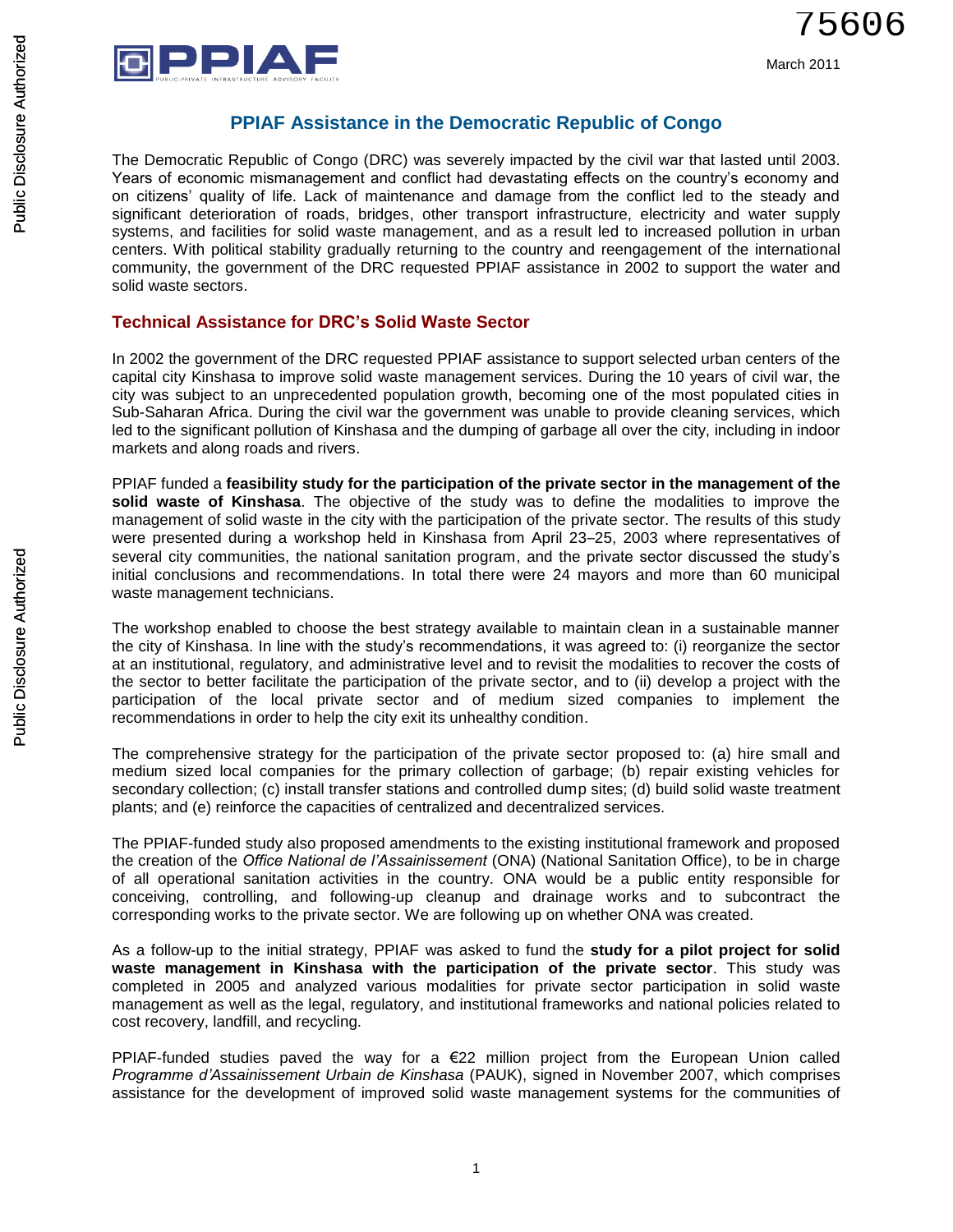75606

March 2011

# PPIAF Assistance in the Democratic Republic of Congo

The Democratic Republic of Congo (DRC) was severely impacted by the civil war that lasted until 2003. Years of economic mismanagement and conflict had devastating effects on the country's economy and on citizens' quality of life. Lack of maintenance and damage from the conflict led to the steady and significant deterioration of roads, bridges, other transport infrastructure, electricity and water supply systems, and facilities for solid waste management, and as a result led to increased pollution in urban centers. With political stability gradually returning to the country and reengagement of the international community, the government of the DRC requested PPIAF assistance in 2002 to support the water and solid waste sectors.

## Technical Assistance for DRC's Solid Waste Sector

In 2002 the government of the DRC requested PPIAF assistance to support selected urban centers of the capital city Kinshasa to improve solid waste management services. During the 10 years of civil war, the city was subject to an unprecedented population growth, becoming one of the most populated cities in Sub-Saharan Africa. During the civil war the government was unable to provide cleaning services, which led to the significant pollution of Kinshasa and the dumping of garbage all over the city, including in indoor markets and along roads and rivers.

PPIAF funded a **feasibility study for the participation of the private sector in the management of the solid waste of Kinshasa**. The objective of the study was to define the modalities to improve the management of solid waste in the city with the participation of the private sector. The results of this study were presented during a workshop held in Kinshasa from April 23–25, 2003 where representatives of several city communities, the national sanitation program, and the private sector discussed the study's initial conclusions and recommendations. In total there were 24 mayors and more than 60 municipal waste management technicians.

The workshop enabled to choose the best strategy available to maintain clean in a sustainable manner the city of Kinshasa. In line with the study's recommendations, it was agreed to: (i) reorganize the sector at an institutional, regulatory, and administrative level and to revisit the modalities to recover the costs of the sector to better facilitate the participation of the private sector, and to (ii) develop a project with the participation of the local private sector and of medium sized companies to implement the recommendations in order to help the city exit its unhealthy condition.

The comprehensive strategy for the participation of the private sector proposed to: (a) hire small and medium sized local companies for the primary collection of garbage; (b) repair existing vehicles for secondary collection; (c) install transfer stations and controlled dump sites; (d) build solid waste treatment plants; and (e) reinforce the capacities of centralized and decentralized services.

The PPIAF-funded study also proposed amendments to the existing institutional framework and proposed the creation of the *Office National de l'Assainissement* (ONA) (National Sanitation Office), to be in charge of all operational sanitation activities in the country. ONA would be a public entity responsible for conceiving, controlling, and following-up cleanup and drainage works and to subcontract the corresponding works to the private sector. We are following up on whether ONA was created.

As a follow-up to the initial strategy, PPIAF was asked to fund the **study for a pilot project for solid waste management in Kinshasa with the participation of the private sector**. This study was completed in 2005 and analyzed various modalities for private sector participation in solid waste management as well as the legal, regulatory, and institutional frameworks and national policies related to cost recovery, landfill, and recycling.

PPIAF-funded studies paved the way for a €22 million project from the European Union called *Programme d'Assainissement Urbain de Kinshasa* (PAUK), signed in November 2007, which comprises assistance for the development of improved solid waste management systems for the communities of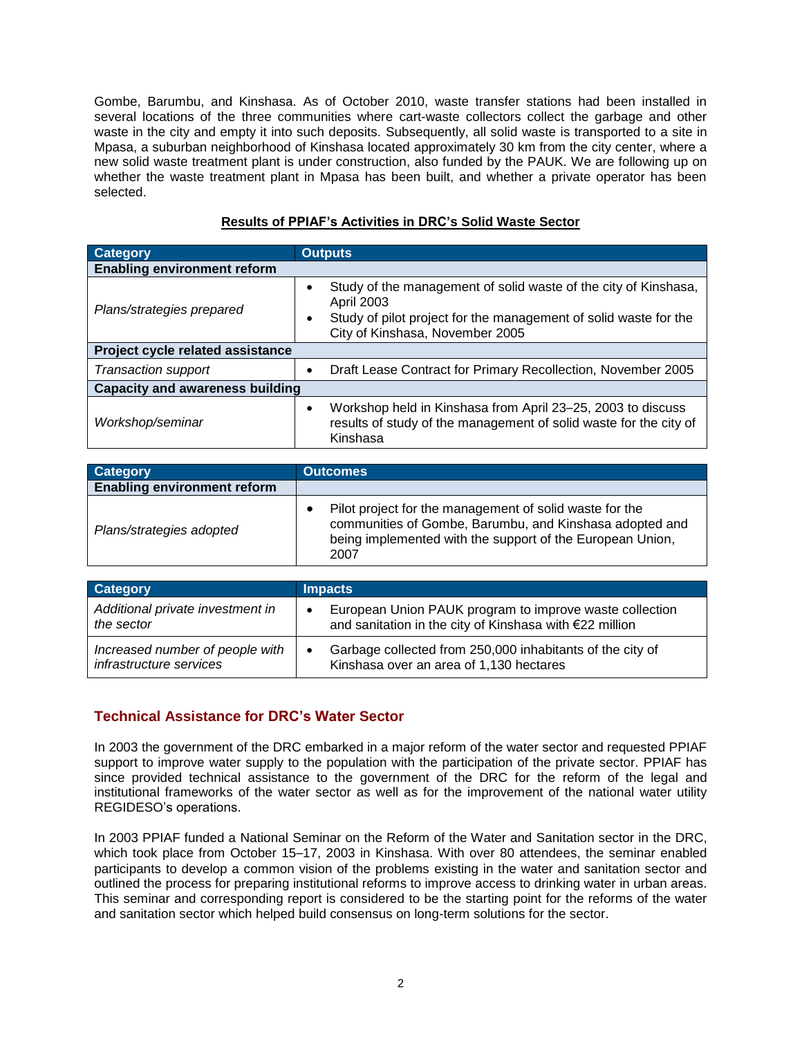Gombe, Barumbu, and Kinshasa. As of October 2010, waste transfer stations had been installed in several locations of the three communities where cart-waste collectors collect the garbage and other waste in the city and empty it into such deposits. Subsequently, all solid waste is transported to a site in Mpasa, a suburban neighborhood of Kinshasa located approximately 30 km from the city center, where a new solid waste treatment plant is under construction, also funded by the PAUK. We are following up on whether the waste treatment plant in Mpasa has been built, and whether a private operator has been selected.

**Results of PPIAF's Activities in DRC's Solid Waste Sector**

| Category | Outputs |
|---|---|
| **Enabling environment reform** | |
| *Plans/strategies prepared* | • Study of the management of solid waste of the city of Kinshasa, April 2003<br>• Study of pilot project for the management of solid waste for the City of Kinshasa, November 2005 |
| **Project cycle related assistance** | |
| *Transaction support* | • Draft Lease Contract for Primary Recollection, November 2005 |
| **Capacity and awareness building** | |
| *Workshop/seminar* | • Workshop held in Kinshasa from April 23–25, 2003 to discuss results of study of the management of solid waste for the city of Kinshasa |

| Category | Outcomes |
|---|---|
| **Enabling environment reform** | |
| *Plans/strategies adopted* | • Pilot project for the management of solid waste for the communities of Gombe, Barumbu, and Kinshasa adopted and being implemented with the support of the European Union, 2007 |

| Category | Impacts |
|---|---|
| *Additional private investment in the sector* | • European Union PAUK program to improve waste collection and sanitation in the city of Kinshasa with €22 million |
| *Increased number of people with infrastructure services* | • Garbage collected from 250,000 inhabitants of the city of Kinshasa over an area of 1,130 hectares |

## Technical Assistance for DRC's Water Sector

In 2003 the government of the DRC embarked in a major reform of the water sector and requested PPIAF support to improve water supply to the population with the participation of the private sector. PPIAF has since provided technical assistance to the government of the DRC for the reform of the legal and institutional frameworks of the water sector as well as for the improvement of the national water utility REGIDESO's operations.

In 2003 PPIAF funded a National Seminar on the Reform of the Water and Sanitation sector in the DRC, which took place from October 15–17, 2003 in Kinshasa. With over 80 attendees, the seminar enabled participants to develop a common vision of the problems existing in the water and sanitation sector and outlined the process for preparing institutional reforms to improve access to drinking water in urban areas. This seminar and corresponding report is considered to be the starting point for the reforms of the water and sanitation sector which helped build consensus on long-term solutions for the sector.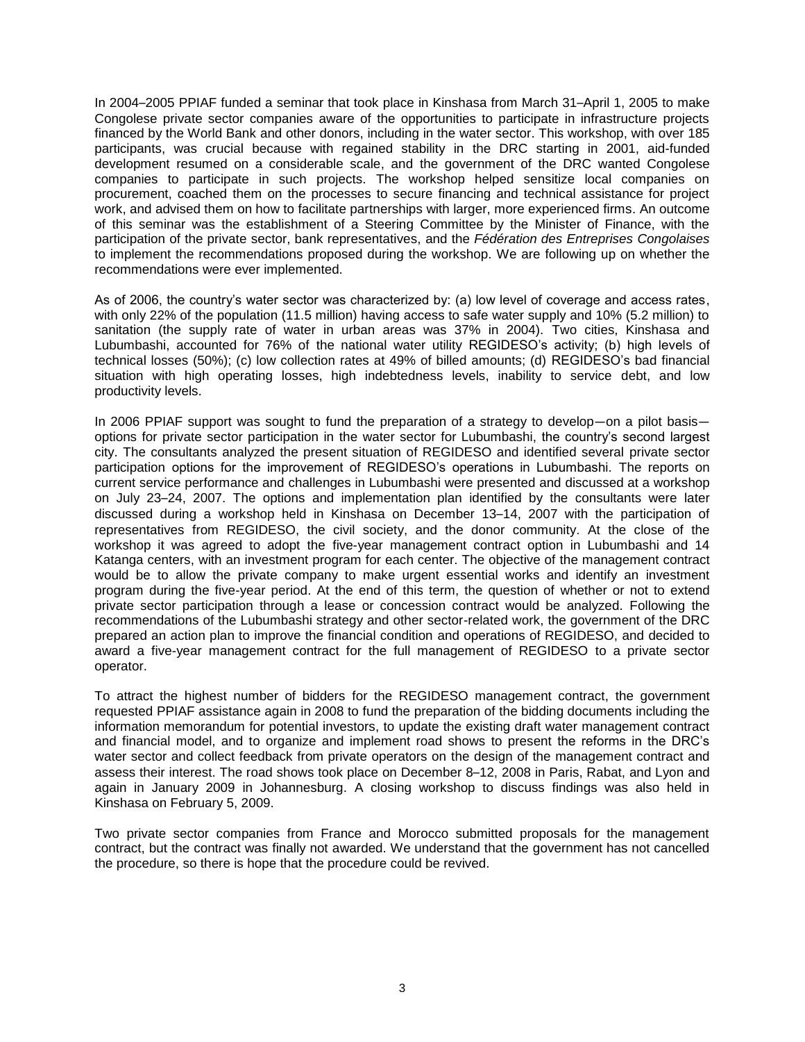In 2004–2005 PPIAF funded a seminar that took place in Kinshasa from March 31–April 1, 2005 to make Congolese private sector companies aware of the opportunities to participate in infrastructure projects financed by the World Bank and other donors, including in the water sector. This workshop, with over 185 participants, was crucial because with regained stability in the DRC starting in 2001, aid-funded development resumed on a considerable scale, and the government of the DRC wanted Congolese companies to participate in such projects. The workshop helped sensitize local companies on procurement, coached them on the processes to secure financing and technical assistance for project work, and advised them on how to facilitate partnerships with larger, more experienced firms. An outcome of this seminar was the establishment of a Steering Committee by the Minister of Finance, with the participation of the private sector, bank representatives, and the *Fédération des Entreprises Congolaises* to implement the recommendations proposed during the workshop. We are following up on whether the recommendations were ever implemented.

As of 2006, the country's water sector was characterized by: (a) low level of coverage and access rates, with only 22% of the population (11.5 million) having access to safe water supply and 10% (5.2 million) to sanitation (the supply rate of water in urban areas was 37% in 2004). Two cities, Kinshasa and Lubumbashi, accounted for 76% of the national water utility REGIDESO's activity; (b) high levels of technical losses (50%); (c) low collection rates at 49% of billed amounts; (d) REGIDESO's bad financial situation with high operating losses, high indebtedness levels, inability to service debt, and low productivity levels.

In 2006 PPIAF support was sought to fund the preparation of a strategy to develop—on a pilot basis—options for private sector participation in the water sector for Lubumbashi, the country's second largest city. The consultants analyzed the present situation of REGIDESO and identified several private sector participation options for the improvement of REGIDESO's operations in Lubumbashi. The reports on current service performance and challenges in Lubumbashi were presented and discussed at a workshop on July 23–24, 2007. The options and implementation plan identified by the consultants were later discussed during a workshop held in Kinshasa on December 13–14, 2007 with the participation of representatives from REGIDESO, the civil society, and the donor community. At the close of the workshop it was agreed to adopt the five-year management contract option in Lubumbashi and 14 Katanga centers, with an investment program for each center. The objective of the management contract would be to allow the private company to make urgent essential works and identify an investment program during the five-year period. At the end of this term, the question of whether or not to extend private sector participation through a lease or concession contract would be analyzed. Following the recommendations of the Lubumbashi strategy and other sector-related work, the government of the DRC prepared an action plan to improve the financial condition and operations of REGIDESO, and decided to award a five-year management contract for the full management of REGIDESO to a private sector operator.

To attract the highest number of bidders for the REGIDESO management contract, the government requested PPIAF assistance again in 2008 to fund the preparation of the bidding documents including the information memorandum for potential investors, to update the existing draft water management contract and financial model, and to organize and implement road shows to present the reforms in the DRC's water sector and collect feedback from private operators on the design of the management contract and assess their interest. The road shows took place on December 8–12, 2008 in Paris, Rabat, and Lyon and again in January 2009 in Johannesburg. A closing workshop to discuss findings was also held in Kinshasa on February 5, 2009.

Two private sector companies from France and Morocco submitted proposals for the management contract, but the contract was finally not awarded. We understand that the government has not cancelled the procedure, so there is hope that the procedure could be revived.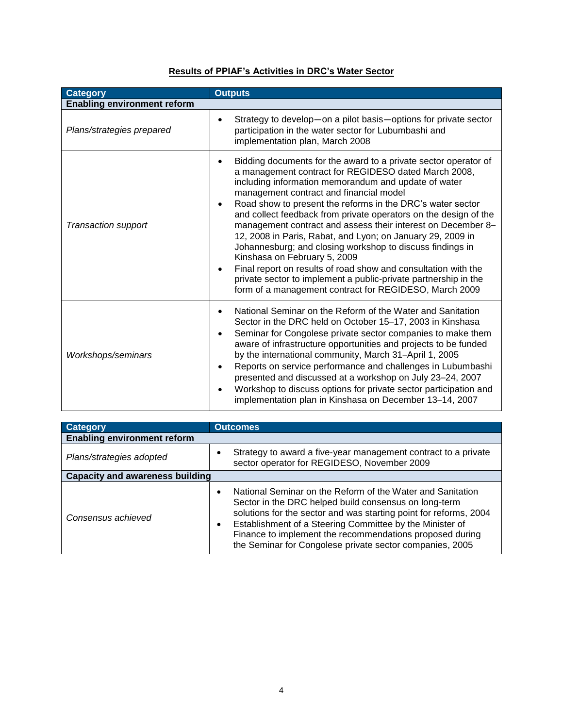**Results of PPIAF's Activities in DRC's Water Sector**

| Category | Outputs |
|---|---|
| **Enabling environment reform** | |
| *Plans/strategies prepared* | • Strategy to develop—on a pilot basis—options for private sector participation in the water sector for Lubumbashi and implementation plan, March 2008 |
| *Transaction support* | • Bidding documents for the award to a private sector operator of a management contract for REGIDESO dated March 2008, including information memorandum and update of water management contract and financial model<br>• Road show to present the reforms in the DRC's water sector and collect feedback from private operators on the design of the management contract and assess their interest on December 8–12, 2008 in Paris, Rabat, and Lyon; on January 29, 2009 in Johannesburg; and closing workshop to discuss findings in Kinshasa on February 5, 2009<br>• Final report on results of road show and consultation with the private sector to implement a public-private partnership in the form of a management contract for REGIDESO, March 2009 |
| *Workshops/seminars* | • National Seminar on the Reform of the Water and Sanitation Sector in the DRC held on October 15–17, 2003 in Kinshasa<br>• Seminar for Congolese private sector companies to make them aware of infrastructure opportunities and projects to be funded by the international community, March 31–April 1, 2005<br>• Reports on service performance and challenges in Lubumbashi presented and discussed at a workshop on July 23–24, 2007<br>• Workshop to discuss options for private sector participation and implementation plan in Kinshasa on December 13–14, 2007 |

| Category | Outcomes |
|---|---|
| **Enabling environment reform** | |
| *Plans/strategies adopted* | • Strategy to award a five-year management contract to a private sector operator for REGIDESO, November 2009 |
| **Capacity and awareness building** | |
| *Consensus achieved* | • National Seminar on the Reform of the Water and Sanitation Sector in the DRC helped build consensus on long-term solutions for the sector and was starting point for reforms, 2004<br>• Establishment of a Steering Committee by the Minister of Finance to implement the recommendations proposed during the Seminar for Congolese private sector companies, 2005 |